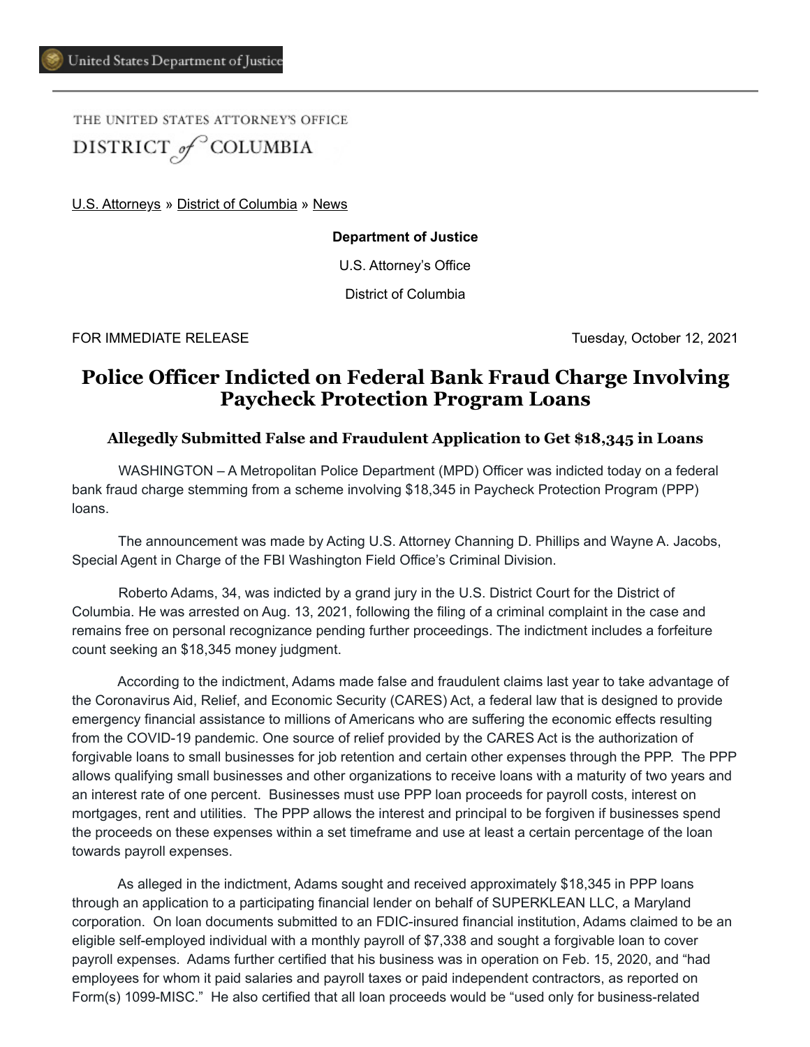United States Department of Justice

THE UNITED STATES ATTORNEY'S OFFICE
DISTRICT of COLUMBIA

U.S. Attorneys » District of Columbia » News

**Department of Justice**

U.S. Attorney's Office

District of Columbia

FOR IMMEDIATE RELEASE — Tuesday, October 12, 2021

# Police Officer Indicted on Federal Bank Fraud Charge Involving Paycheck Protection Program Loans

### Allegedly Submitted False and Fraudulent Application to Get $18,345 in Loans

WASHINGTON – A Metropolitan Police Department (MPD) Officer was indicted today on a federal bank fraud charge stemming from a scheme involving $18,345 in Paycheck Protection Program (PPP) loans.

The announcement was made by Acting U.S. Attorney Channing D. Phillips and Wayne A. Jacobs, Special Agent in Charge of the FBI Washington Field Office's Criminal Division.

Roberto Adams, 34, was indicted by a grand jury in the U.S. District Court for the District of Columbia. He was arrested on Aug. 13, 2021, following the filing of a criminal complaint in the case and remains free on personal recognizance pending further proceedings. The indictment includes a forfeiture count seeking an $18,345 money judgment.

According to the indictment, Adams made false and fraudulent claims last year to take advantage of the Coronavirus Aid, Relief, and Economic Security (CARES) Act, a federal law that is designed to provide emergency financial assistance to millions of Americans who are suffering the economic effects resulting from the COVID-19 pandemic. One source of relief provided by the CARES Act is the authorization of forgivable loans to small businesses for job retention and certain other expenses through the PPP. The PPP allows qualifying small businesses and other organizations to receive loans with a maturity of two years and an interest rate of one percent. Businesses must use PPP loan proceeds for payroll costs, interest on mortgages, rent and utilities. The PPP allows the interest and principal to be forgiven if businesses spend the proceeds on these expenses within a set timeframe and use at least a certain percentage of the loan towards payroll expenses.

As alleged in the indictment, Adams sought and received approximately $18,345 in PPP loans through an application to a participating financial lender on behalf of SUPERKLEAN LLC, a Maryland corporation. On loan documents submitted to an FDIC-insured financial institution, Adams claimed to be an eligible self-employed individual with a monthly payroll of $7,338 and sought a forgivable loan to cover payroll expenses. Adams further certified that his business was in operation on Feb. 15, 2020, and "had employees for whom it paid salaries and payroll taxes or paid independent contractors, as reported on Form(s) 1099-MISC." He also certified that all loan proceeds would be "used only for business-related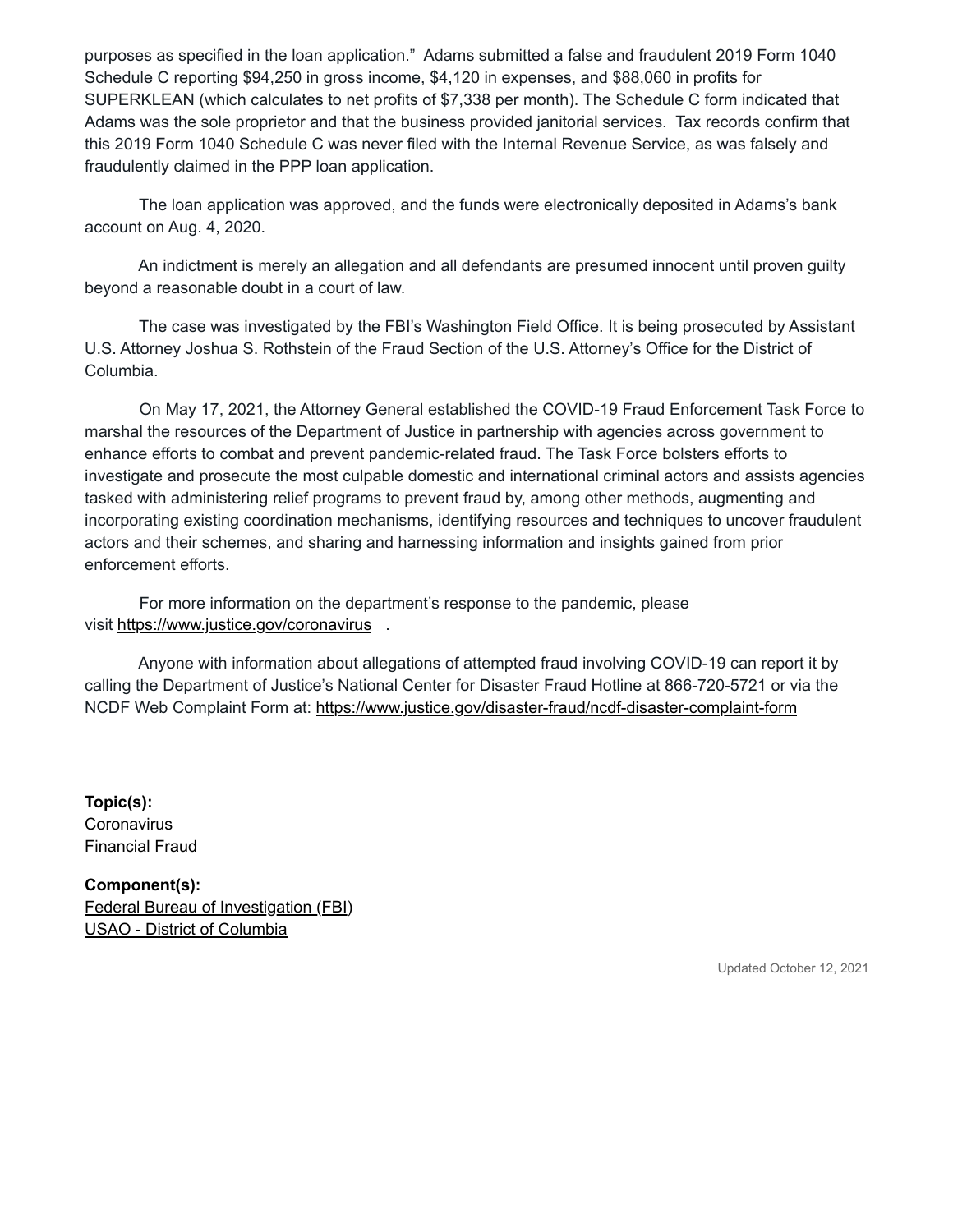purposes as specified in the loan application." Adams submitted a false and fraudulent 2019 Form 1040 Schedule C reporting $94,250 in gross income, $4,120 in expenses, and $88,060 in profits for SUPERKLEAN (which calculates to net profits of $7,338 per month). The Schedule C form indicated that Adams was the sole proprietor and that the business provided janitorial services. Tax records confirm that this 2019 Form 1040 Schedule C was never filed with the Internal Revenue Service, as was falsely and fraudulently claimed in the PPP loan application.

The loan application was approved, and the funds were electronically deposited in Adams's bank account on Aug. 4, 2020.

An indictment is merely an allegation and all defendants are presumed innocent until proven guilty beyond a reasonable doubt in a court of law.

The case was investigated by the FBI's Washington Field Office. It is being prosecuted by Assistant U.S. Attorney Joshua S. Rothstein of the Fraud Section of the U.S. Attorney's Office for the District of Columbia.

On May 17, 2021, the Attorney General established the COVID-19 Fraud Enforcement Task Force to marshal the resources of the Department of Justice in partnership with agencies across government to enhance efforts to combat and prevent pandemic-related fraud. The Task Force bolsters efforts to investigate and prosecute the most culpable domestic and international criminal actors and assists agencies tasked with administering relief programs to prevent fraud by, among other methods, augmenting and incorporating existing coordination mechanisms, identifying resources and techniques to uncover fraudulent actors and their schemes, and sharing and harnessing information and insights gained from prior enforcement efforts.

For more information on the department's response to the pandemic, please visit [https://www.justice.gov/coronavirus](https://www.justice.gov/coronavirus) .

Anyone with information about allegations of attempted fraud involving COVID-19 can report it by calling the Department of Justice's National Center for Disaster Fraud Hotline at 866-720-5721 or via the NCDF Web Complaint Form at: [https://www.justice.gov/disaster-fraud/ncdf-disaster-complaint-form](https://www.justice.gov/disaster-fraud/ncdf-disaster-complaint-form)

---

**Topic(s):**
Coronavirus
Financial Fraud

**Component(s):**
[Federal Bureau of Investigation (FBI)]()
[USAO - District of Columbia]()

Updated October 12, 2021